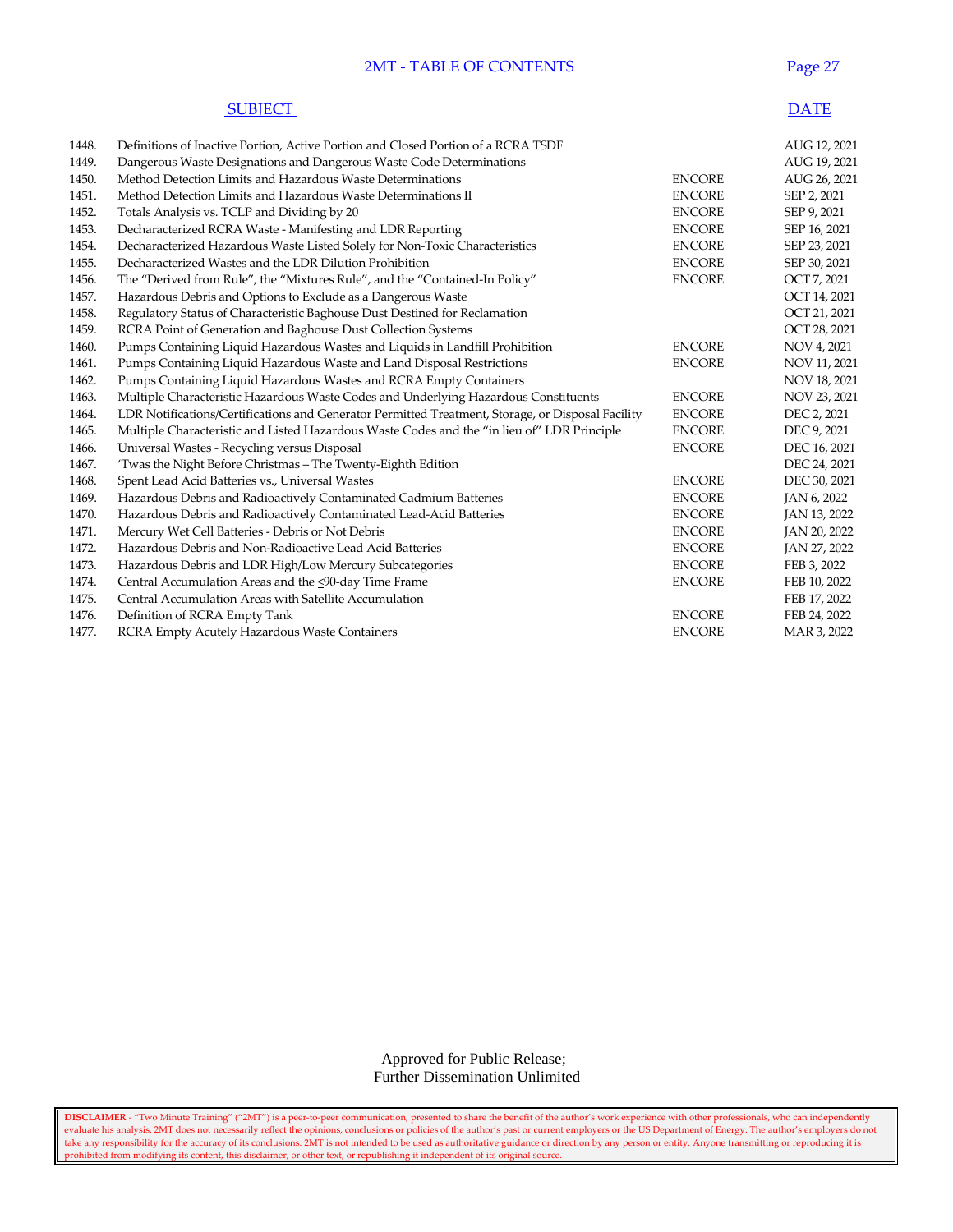# 2MT - TABLE OF CONTENTS

| | SUBJECT | | DATE |
|---|---|---|---|
| 1448. | Definitions of Inactive Portion, Active Portion and Closed Portion of a RCRA TSDF | | AUG 12, 2021 |
| 1449. | Dangerous Waste Designations and Dangerous Waste Code Determinations | | AUG 19, 2021 |
| 1450. | Method Detection Limits and Hazardous Waste Determinations | ENCORE | AUG 26, 2021 |
| 1451. | Method Detection Limits and Hazardous Waste Determinations II | ENCORE | SEP 2, 2021 |
| 1452. | Totals Analysis vs. TCLP and Dividing by 20 | ENCORE | SEP 9, 2021 |
| 1453. | Decharacterized RCRA Waste - Manifesting and LDR Reporting | ENCORE | SEP 16, 2021 |
| 1454. | Decharacterized Hazardous Waste Listed Solely for Non-Toxic Characteristics | ENCORE | SEP 23, 2021 |
| 1455. | Decharacterized Wastes and the LDR Dilution Prohibition | ENCORE | SEP 30, 2021 |
| 1456. | The "Derived from Rule", the "Mixtures Rule", and the "Contained-In Policy" | ENCORE | OCT 7, 2021 |
| 1457. | Hazardous Debris and Options to Exclude as a Dangerous Waste | | OCT 14, 2021 |
| 1458. | Regulatory Status of Characteristic Baghouse Dust Destined for Reclamation | | OCT 21, 2021 |
| 1459. | RCRA Point of Generation and Baghouse Dust Collection Systems | | OCT 28, 2021 |
| 1460. | Pumps Containing Liquid Hazardous Wastes and Liquids in Landfill Prohibition | ENCORE | NOV 4, 2021 |
| 1461. | Pumps Containing Liquid Hazardous Waste and Land Disposal Restrictions | ENCORE | NOV 11, 2021 |
| 1462. | Pumps Containing Liquid Hazardous Wastes and RCRA Empty Containers | | NOV 18, 2021 |
| 1463. | Multiple Characteristic Hazardous Waste Codes and Underlying Hazardous Constituents | ENCORE | NOV 23, 2021 |
| 1464. | LDR Notifications/Certifications and Generator Permitted Treatment, Storage, or Disposal Facility | ENCORE | DEC 2, 2021 |
| 1465. | Multiple Characteristic and Listed Hazardous Waste Codes and the "in lieu of" LDR Principle | ENCORE | DEC 9, 2021 |
| 1466. | Universal Wastes - Recycling versus Disposal | ENCORE | DEC 16, 2021 |
| 1467. | 'Twas the Night Before Christmas – The Twenty-Eighth Edition | | DEC 24, 2021 |
| 1468. | Spent Lead Acid Batteries vs., Universal Wastes | ENCORE | DEC 30, 2021 |
| 1469. | Hazardous Debris and Radioactively Contaminated Cadmium Batteries | ENCORE | JAN 6, 2022 |
| 1470. | Hazardous Debris and Radioactively Contaminated Lead-Acid Batteries | ENCORE | JAN 13, 2022 |
| 1471. | Mercury Wet Cell Batteries - Debris or Not Debris | ENCORE | JAN 20, 2022 |
| 1472. | Hazardous Debris and Non-Radioactive Lead Acid Batteries | ENCORE | JAN 27, 2022 |
| 1473. | Hazardous Debris and LDR High/Low Mercury Subcategories | ENCORE | FEB 3, 2022 |
| 1474. | Central Accumulation Areas and the ≤90-day Time Frame | ENCORE | FEB 10, 2022 |
| 1475. | Central Accumulation Areas with Satellite Accumulation | | FEB 17, 2022 |
| 1476. | Definition of RCRA Empty Tank | ENCORE | FEB 24, 2022 |
| 1477. | RCRA Empty Acutely Hazardous Waste Containers | ENCORE | MAR 3, 2022 |

Approved for Public Release;
Further Dissemination Unlimited

**DISCLAIMER** - "Two Minute Training" ("2MT") is a peer-to-peer communication, presented to share the benefit of the author's work experience with other professionals, who can independently evaluate his analysis. 2MT does not necessarily reflect the opinions, conclusions or policies of the author's past or current employers or the US Department of Energy. The author's employers do not take any responsibility for the accuracy of its conclusions. 2MT is not intended to be used as authoritative guidance or direction by any person or entity. Anyone transmitting or reproducing it is prohibited from modifying its content, this disclaimer, or other text, or republishing it independent of its original source.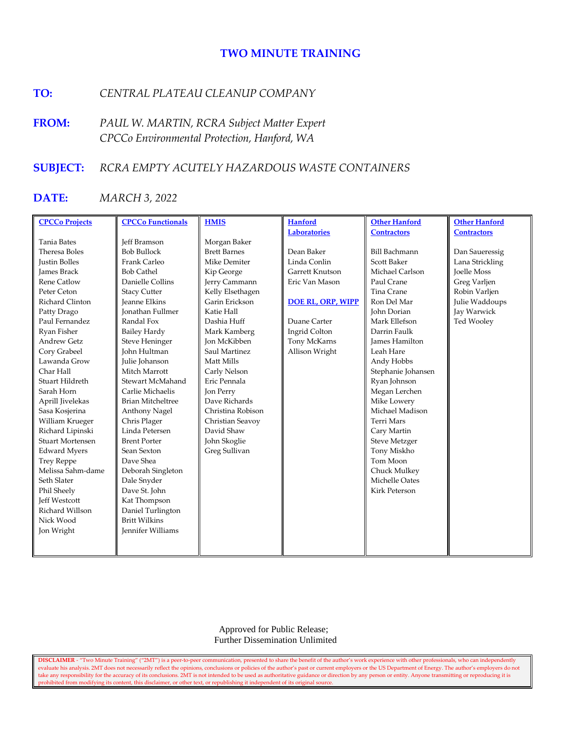# TWO MINUTE TRAINING

**TO:** *CENTRAL PLATEAU CLEANUP COMPANY*

**FROM:** *PAUL W. MARTIN, RCRA Subject Matter Expert*
*CPCCo Environmental Protection, Hanford, WA*

**SUBJECT:** *RCRA EMPTY ACUTELY HAZARDOUS WASTE CONTAINERS*

**DATE:** *MARCH 3, 2022*

| CPCCo Projects | CPCCo Functionals | HMIS | Hanford Laboratories | Other Hanford Contractors | Other Hanford Contractors |
|---|---|---|---|---|---|
| Tania Bates | Jeff Bramson | Morgan Baker | Dean Baker | Bill Bachmann | Dan Saueressig |
| Theresa Boles | Bob Bullock | Brett Barnes | Linda Conlin | Scott Baker | Lana Strickling |
| Justin Bolles | Frank Carleo | Mike Demiter | Garrett Knutson | Michael Carlson | Joelle Moss |
| James Brack | Bob Cathel | Kip George | Eric Van Mason | Paul Crane | Greg Varljen |
| Rene Catlow | Danielle Collins | Jerry Cammann | | Tina Crane | Robin Varljen |
| Peter Ceton | Stacy Cutter | Kelly Elsethagen | **DOE RL, ORP, WIPP** | Ron Del Mar | Julie Waddoups |
| Richard Clinton | Jeanne Elkins | Garin Erickson | | John Dorian | Jay Warwick |
| Patty Drago | Jonathan Fullmer | Katie Hall | Duane Carter | Mark Ellefson | Ted Wooley |
| Paul Fernandez | Randal Fox | Dashia Huff | Ingrid Colton | Darrin Faulk | |
| Ryan Fisher | Bailey Hardy | Mark Kamberg | Tony McKarns | James Hamilton | |
| Andrew Getz | Steve Heninger | Jon McKibben | Allison Wright | Leah Hare | |
| Cory Grabeel | John Hultman | Saul Martinez | | Andy Hobbs | |
| Lawanda Grow | Julie Johanson | Matt Mills | | Stephanie Johansen | |
| Char Hall | Mitch Marrott | Carly Nelson | | Ryan Johnson | |
| Stuart Hildreth | Stewart McMahand | Eric Pennala | | Megan Lerchen | |
| Sarah Horn | Carlie Michaelis | Jon Perry | | Mike Lowery | |
| Aprill Jivelekas | Brian Mitcheltree | Dave Richards | | Michael Madison | |
| Sasa Kosjerina | Anthony Nagel | Christina Robison | | Terri Mars | |
| William Krueger | Chris Plager | Christian Seavoy | | Cary Martin | |
| Richard Lipinski | Linda Petersen | David Shaw | | Steve Metzger | |
| Stuart Mortensen | Brent Porter | John Skoglie | | Tony Miskho | |
| Edward Myers | Sean Sexton | Greg Sullivan | | Tom Moon | |
| Trey Reppe | Dave Shea | | | Chuck Mulkey | |
| Melissa Sahm-dame | Deborah Singleton | | | Michelle Oates | |
| Seth Slater | Dale Snyder | | | Kirk Peterson | |
| Phil Sheely | Dave St. John | | | | |
| Jeff Westcott | Kat Thompson | | | | |
| Richard Willson | Daniel Turlington | | | | |
| Nick Wood | Britt Wilkins | | | | |
| Jon Wright | Jennifer Williams | | | | |

Approved for Public Release;
Further Dissemination Unlimited

**DISCLAIMER** - "Two Minute Training" ("2MT") is a peer-to-peer communication, presented to share the benefit of the author's work experience with other professionals, who can independently evaluate his analysis. 2MT does not necessarily reflect the opinions, conclusions or policies of the author's past or current employers or the US Department of Energy. The author's employers do not take any responsibility for the accuracy of its conclusions. 2MT is not intended to be used as authoritative guidance or direction by any person or entity. Anyone transmitting or reproducing it is prohibited from modifying its content, this disclaimer, or other text, or republishing it independent of its original source.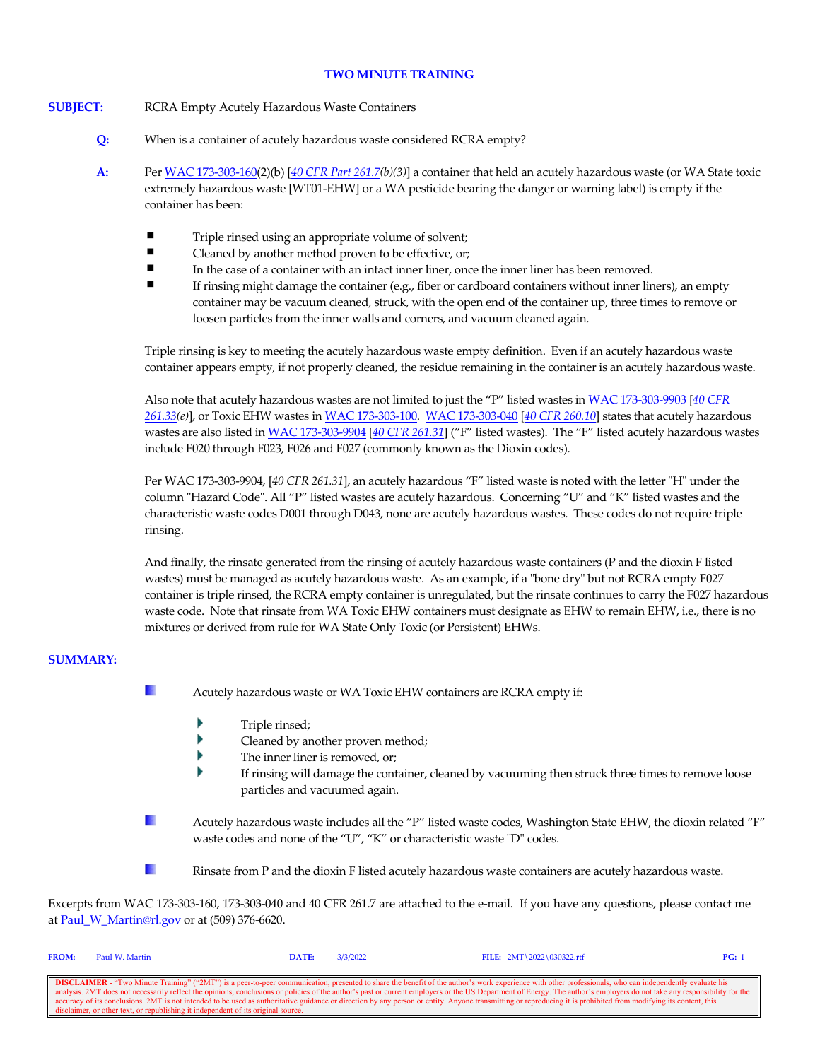# TWO MINUTE TRAINING

**SUBJECT:** RCRA Empty Acutely Hazardous Waste Containers

**Q:** When is a container of acutely hazardous waste considered RCRA empty?

**A:** Per WAC 173-303-160(2)(b) [*40 CFR Part 261.7(b)(3)*] a container that held an acutely hazardous waste (or WA State toxic extremely hazardous waste [WT01-EHW] or a WA pesticide bearing the danger or warning label) is empty if the container has been:

- Triple rinsed using an appropriate volume of solvent;
- Cleaned by another method proven to be effective, or;
- In the case of a container with an intact inner liner, once the inner liner has been removed.
- If rinsing might damage the container (e.g., fiber or cardboard containers without inner liners), an empty container may be vacuum cleaned, struck, with the open end of the container up, three times to remove or loosen particles from the inner walls and corners, and vacuum cleaned again.

Triple rinsing is key to meeting the acutely hazardous waste empty definition. Even if an acutely hazardous waste container appears empty, if not properly cleaned, the residue remaining in the container is an acutely hazardous waste.

Also note that acutely hazardous wastes are not limited to just the "P" listed wastes in WAC 173-303-9903 [*40 CFR 261.33(e)*], or Toxic EHW wastes in WAC 173-303-100. WAC 173-303-040 [*40 CFR 260.10*] states that acutely hazardous wastes are also listed in WAC 173-303-9904 [*40 CFR 261.31*] ("F" listed wastes). The "F" listed acutely hazardous wastes include F020 through F023, F026 and F027 (commonly known as the Dioxin codes).

Per WAC 173-303-9904, [*40 CFR 261.31*], an acutely hazardous "F" listed waste is noted with the letter "H" under the column "Hazard Code". All "P" listed wastes are acutely hazardous. Concerning "U" and "K" listed wastes and the characteristic waste codes D001 through D043, none are acutely hazardous wastes. These codes do not require triple rinsing.

And finally, the rinsate generated from the rinsing of acutely hazardous waste containers (P and the dioxin F listed wastes) must be managed as acutely hazardous waste. As an example, if a "bone dry" but not RCRA empty F027 container is triple rinsed, the RCRA empty container is unregulated, but the rinsate continues to carry the F027 hazardous waste code. Note that rinsate from WA Toxic EHW containers must designate as EHW to remain EHW, i.e., there is no mixtures or derived from rule for WA State Only Toxic (or Persistent) EHWs.

**SUMMARY:**

- Acutely hazardous waste or WA Toxic EHW containers are RCRA empty if:
  - Triple rinsed;
  - Cleaned by another proven method;
  - The inner liner is removed, or;
  - If rinsing will damage the container, cleaned by vacuuming then struck three times to remove loose particles and vacuumed again.
- Acutely hazardous waste includes all the "P" listed waste codes, Washington State EHW, the dioxin related "F" waste codes and none of the "U", "K" or characteristic waste "D" codes.
- Rinsate from P and the dioxin F listed acutely hazardous waste containers are acutely hazardous waste.

Excerpts from WAC 173-303-160, 173-303-040 and 40 CFR 261.7 are attached to the e-mail. If you have any questions, please contact me at Paul_W_Martin@rl.gov or at (509) 376-6620.

**FROM:** Paul W. Martin **DATE:** 3/3/2022 **FILE:** 2MT\2022\030322.rtf

**DISCLAIMER** - "Two Minute Training" ("2MT") is a peer-to-peer communication, presented to share the benefit of the author's work experience with other professionals, who can independently evaluate his analysis. 2MT does not necessarily reflect the opinions, conclusions or policies of the author's past or current employers or the US Department of Energy. The author's employers do not take any responsibility for the accuracy of its conclusions. 2MT is not intended to be used as authoritative guidance or direction by any person or entity. Anyone transmitting or reproducing it is prohibited from modifying its content, this disclaimer, or other text, or republishing it independent of its original source.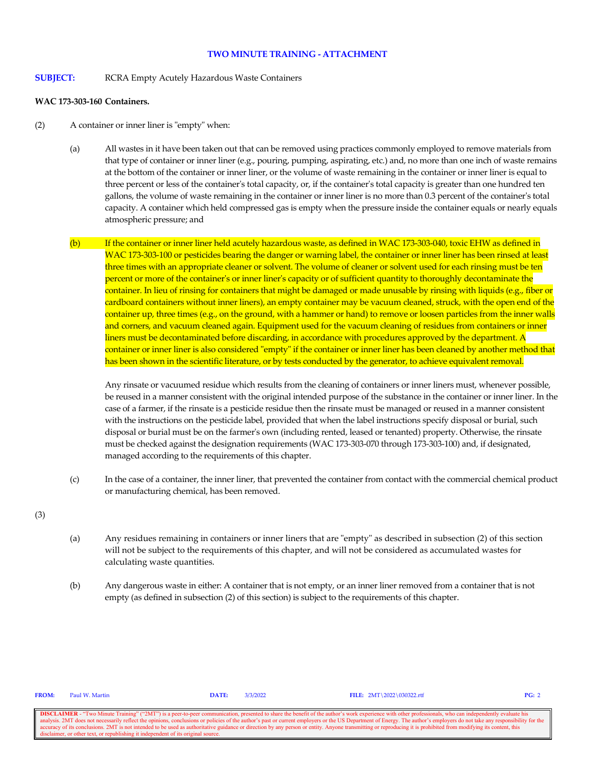**TWO MINUTE TRAINING - ATTACHMENT**

**SUBJECT:** RCRA Empty Acutely Hazardous Waste Containers

**WAC 173-303-160 Containers.**

(2) A container or inner liner is "empty" when:

(a) All wastes in it have been taken out that can be removed using practices commonly employed to remove materials from that type of container or inner liner (e.g., pouring, pumping, aspirating, etc.) and, no more than one inch of waste remains at the bottom of the container or inner liner, or the volume of waste remaining in the container or inner liner is equal to three percent or less of the container's total capacity, or, if the container's total capacity is greater than one hundred ten gallons, the volume of waste remaining in the container or inner liner is no more than 0.3 percent of the container's total capacity. A container which held compressed gas is empty when the pressure inside the container equals or nearly equals atmospheric pressure; and

(b) If the container or inner liner held acutely hazardous waste, as defined in WAC 173-303-040, toxic EHW as defined in WAC 173-303-100 or pesticides bearing the danger or warning label, the container or inner liner has been rinsed at least three times with an appropriate cleaner or solvent. The volume of cleaner or solvent used for each rinsing must be ten percent or more of the container's or inner liner's capacity or of sufficient quantity to thoroughly decontaminate the container. In lieu of rinsing for containers that might be damaged or made unusable by rinsing with liquids (e.g., fiber or cardboard containers without inner liners), an empty container may be vacuum cleaned, struck, with the open end of the container up, three times (e.g., on the ground, with a hammer or hand) to remove or loosen particles from the inner walls and corners, and vacuum cleaned again. Equipment used for the vacuum cleaning of residues from containers or inner liners must be decontaminated before discarding, in accordance with procedures approved by the department. A container or inner liner is also considered "empty" if the container or inner liner has been cleaned by another method that has been shown in the scientific literature, or by tests conducted by the generator, to achieve equivalent removal.

Any rinsate or vacuumed residue which results from the cleaning of containers or inner liners must, whenever possible, be reused in a manner consistent with the original intended purpose of the substance in the container or inner liner. In the case of a farmer, if the rinsate is a pesticide residue then the rinsate must be managed or reused in a manner consistent with the instructions on the pesticide label, provided that when the label instructions specify disposal or burial, such disposal or burial must be on the farmer's own (including rented, leased or tenanted) property. Otherwise, the rinsate must be checked against the designation requirements (WAC 173-303-070 through 173-303-100) and, if designated, managed according to the requirements of this chapter.

(c) In the case of a container, the inner liner, that prevented the container from contact with the commercial chemical product or manufacturing chemical, has been removed.

(3)

(a) Any residues remaining in containers or inner liners that are "empty" as described in subsection (2) of this section will not be subject to the requirements of this chapter, and will not be considered as accumulated wastes for calculating waste quantities.

(b) Any dangerous waste in either: A container that is not empty, or an inner liner removed from a container that is not empty (as defined in subsection (2) of this section) is subject to the requirements of this chapter.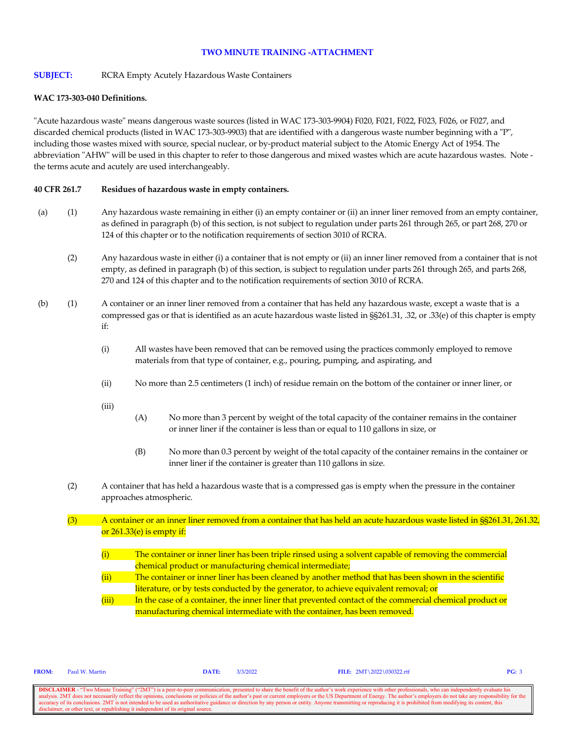**TWO MINUTE TRAINING -ATTACHMENT**

**SUBJECT:** RCRA Empty Acutely Hazardous Waste Containers

**WAC 173-303-040 Definitions.**

"Acute hazardous waste" means dangerous waste sources (listed in WAC 173-303-9904) F020, F021, F022, F023, F026, or F027, and discarded chemical products (listed in WAC 173-303-9903) that are identified with a dangerous waste number beginning with a "P", including those wastes mixed with source, special nuclear, or by-product material subject to the Atomic Energy Act of 1954. The abbreviation "AHW" will be used in this chapter to refer to those dangerous and mixed wastes which are acute hazardous wastes. Note - the terms acute and acutely are used interchangeably.

**40 CFR 261.7 Residues of hazardous waste in empty containers.**

(a) (1) Any hazardous waste remaining in either (i) an empty container or (ii) an inner liner removed from an empty container, as defined in paragraph (b) of this section, is not subject to regulation under parts 261 through 265, or part 268, 270 or 124 of this chapter or to the notification requirements of section 3010 of RCRA.

(2) Any hazardous waste in either (i) a container that is not empty or (ii) an inner liner removed from a container that is not empty, as defined in paragraph (b) of this section, is subject to regulation under parts 261 through 265, and parts 268, 270 and 124 of this chapter and to the notification requirements of section 3010 of RCRA.

(b) (1) A container or an inner liner removed from a container that has held any hazardous waste, except a waste that is a compressed gas or that is identified as an acute hazardous waste listed in §§261.31, .32, or .33(e) of this chapter is empty if:

(i) All wastes have been removed that can be removed using the practices commonly employed to remove materials from that type of container, e.g., pouring, pumping, and aspirating, and

(ii) No more than 2.5 centimeters (1 inch) of residue remain on the bottom of the container or inner liner, or

(iii)

(A) No more than 3 percent by weight of the total capacity of the container remains in the container or inner liner if the container is less than or equal to 110 gallons in size, or

(B) No more than 0.3 percent by weight of the total capacity of the container remains in the container or inner liner if the container is greater than 110 gallons in size.

(2) A container that has held a hazardous waste that is a compressed gas is empty when the pressure in the container approaches atmospheric.

(3) A container or an inner liner removed from a container that has held an acute hazardous waste listed in §§261.31, 261.32, or 261.33(e) is empty if:

(i) The container or inner liner has been triple rinsed using a solvent capable of removing the commercial chemical product or manufacturing chemical intermediate;

(ii) The container or inner liner has been cleaned by another method that has been shown in the scientific literature, or by tests conducted by the generator, to achieve equivalent removal; or

(iii) In the case of a container, the inner liner that prevented contact of the commercial chemical product or manufacturing chemical intermediate with the container, has been removed.

**FROM:** Paul W. Martin **DATE:** 3/3/2022 **FILE:** 2MT\2022\030322.rtf

DISCLAIMER - "Two Minute Training" ("2MT") is a peer-to-peer communication, presented to share the benefit of the author's work experience with other professionals, who can independently evaluate his analysis. 2MT does not necessarily reflect the opinions, conclusions or policies of the author's past or current employers or the US Department of Energy. The author's employers do not take any responsibility for the accuracy of its conclusions. 2MT is not intended to be used as authoritative guidance or direction by any person or entity. Anyone transmitting or reproducing it is prohibited from modifying its content, this disclaimer, or other text, or republishing it independent of its original source.